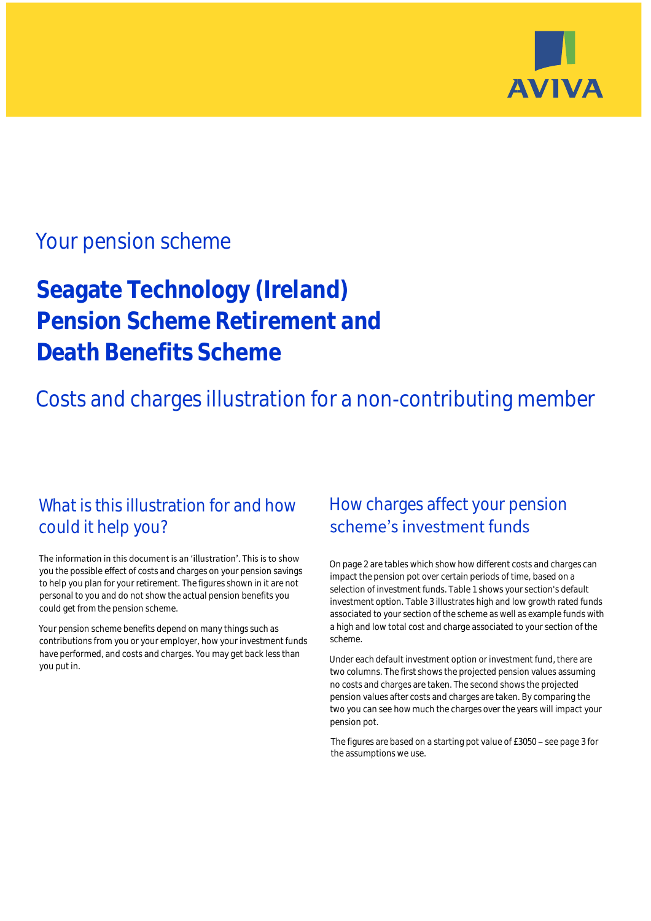AVIVA

Your pension scheme

# Seagate Technology (Ireland) Pension Scheme Retirement and Death Benefits Scheme

## Costs and charges illustration for a non-contributing member

### What is this illustration for and how could it help you?

The information in this document is an 'illustration'. This is to show you the possible effect of costs and charges on your pension savings to help you plan for your retirement. The figures shown in it are not personal to you and do not show the actual pension benefits you could get from the pension scheme.

Your pension scheme benefits depend on many things such as contributions from you or your employer, how your investment funds have performed, and costs and charges. You may get back less than you put in.

### How charges affect your pension scheme's investment funds

On page 2 are tables which show how different costs and charges can impact the pension pot over certain periods of time, based on a selection of investment funds. Table 1 shows your section's default investment option. Table 3 illustrates high and low growth rated funds associated to your section of the scheme as well as example funds with a high and low total cost and charge associated to your section of the scheme.

Under each default investment option or investment fund, there are two columns. The first shows the projected pension values assuming no costs and charges are taken. The second shows the projected pension values after costs and charges are taken. By comparing the two you can see how much the charges over the years will impact your pension pot.

The figures are based on a starting pot value of £3050 – see page 3 for the assumptions we use.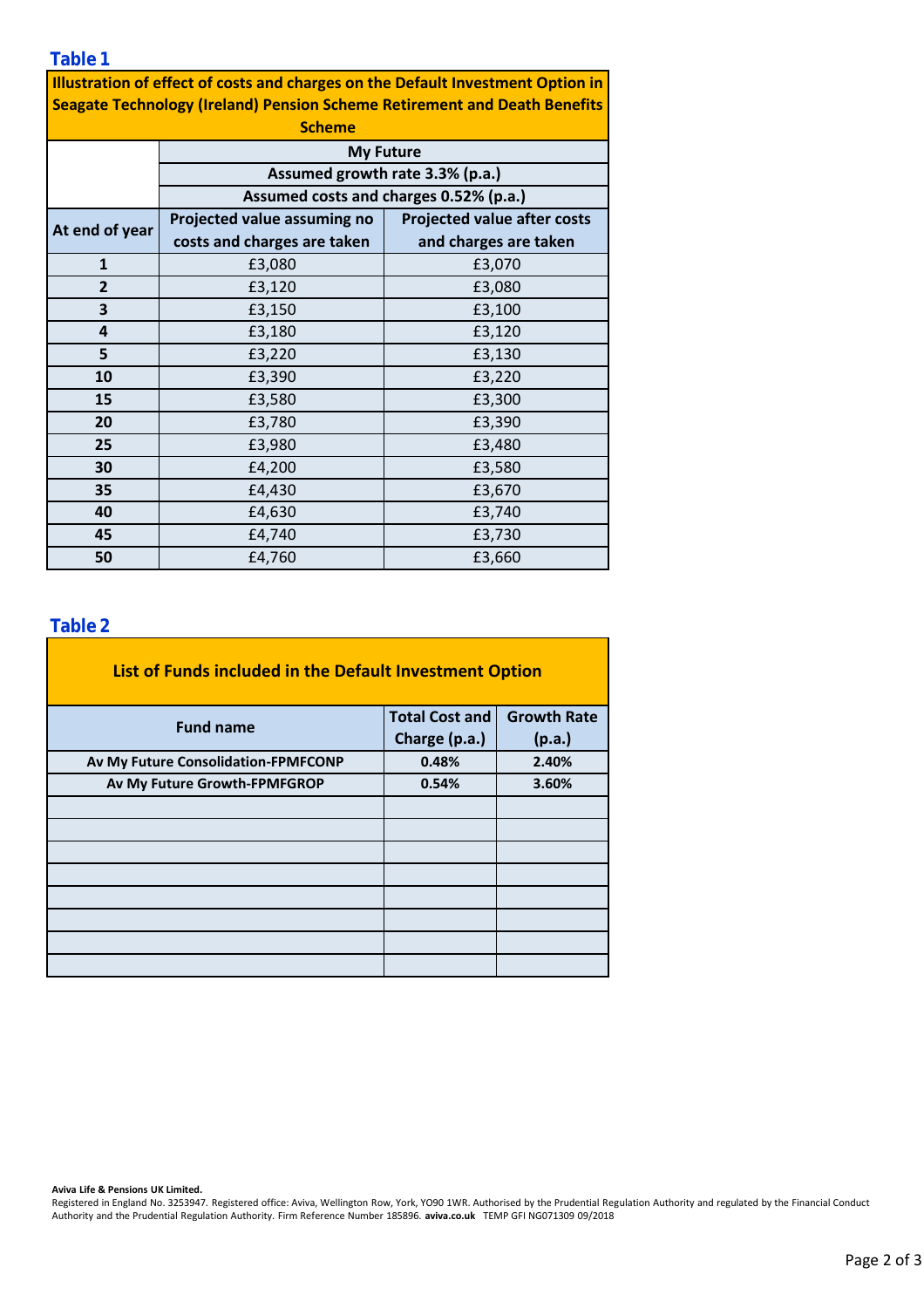### Table 1

| Illustration of effect of costs and charges on the Default Investment Option in Seagate Technology (Ireland) Pension Scheme Retirement and Death Benefits Scheme | | |
|---|---|---|
| | My Future | |
| | Assumed growth rate 3.3% (p.a.) | |
| | Assumed costs and charges 0.52% (p.a.) | |
| **At end of year** | **Projected value assuming no costs and charges are taken** | **Projected value after costs and charges are taken** |
| **1** | £3,080 | £3,070 |
| **2** | £3,120 | £3,080 |
| **3** | £3,150 | £3,100 |
| **4** | £3,180 | £3,120 |
| **5** | £3,220 | £3,130 |
| **10** | £3,390 | £3,220 |
| **15** | £3,580 | £3,300 |
| **20** | £3,780 | £3,390 |
| **25** | £3,980 | £3,480 |
| **30** | £4,200 | £3,580 |
| **35** | £4,430 | £3,670 |
| **40** | £4,630 | £3,740 |
| **45** | £4,740 | £3,730 |
| **50** | £4,760 | £3,660 |

### Table 2

| List of Funds included in the Default Investment Option | | |
|---|---|---|
| **Fund name** | **Total Cost and Charge (p.a.)** | **Growth Rate (p.a.)** |
| **Av My Future Consolidation-FPMFCONP** | **0.48%** | **2.40%** |
| **Av My Future Growth-FPMFGROP** | **0.54%** | **3.60%** |
| | | |
| | | |
| | | |
| | | |
| | | |
| | | |
| | | |
| | | |

**Aviva Life & Pensions UK Limited.**
Registered in England No. 3253947. Registered office: Aviva, Wellington Row, York, YO90 1WR. Authorised by the Prudential Regulation Authority and regulated by the Financial Conduct Authority and the Prudential Regulation Authority. Firm Reference Number 185896. **aviva.co.uk** TEMP GFI NG071309 09/2018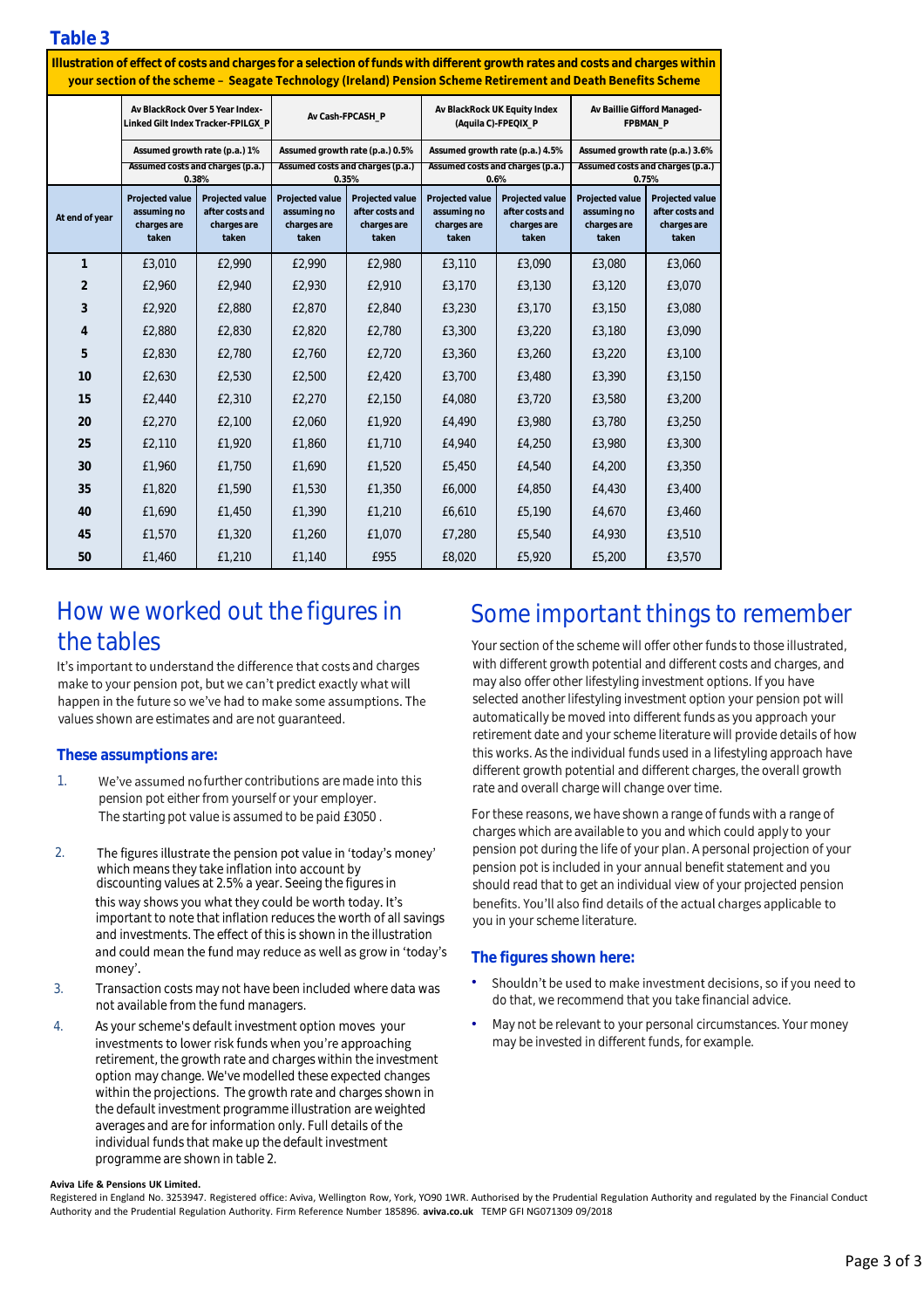## Table 3

**Illustration of effect of costs and charges for a selection of funds with different growth rates and costs and charges within your section of the scheme – Seagate Technology (Ireland) Pension Scheme Retirement and Death Benefits Scheme**

| | Av BlackRock Over 5 Year Index-Linked Gilt Index Tracker-FPILGX_P | | Av Cash-FPCASH_P | | Av BlackRock UK Equity Index (Aquila C)-FPEQIX_P | | Av Baillie Gifford Managed-FPBMAN_P | |
|---|---|---|---|---|---|---|---|---|
| | Assumed growth rate (p.a.) 1% | | Assumed growth rate (p.a.) 0.5% | | Assumed growth rate (p.a.) 4.5% | | Assumed growth rate (p.a.) 3.6% | |
| | Assumed costs and charges (p.a.) 0.38% | | Assumed costs and charges (p.a.) 0.35% | | Assumed costs and charges (p.a.) 0.6% | | Assumed costs and charges (p.a.) 0.75% | |
| At end of year | Projected value assuming no charges are taken | Projected value after costs and charges are taken | Projected value assuming no charges are taken | Projected value after costs and charges are taken | Projected value assuming no charges are taken | Projected value after costs and charges are taken | Projected value assuming no charges are taken | Projected value after costs and charges are taken |
| 1 | £3,010 | £2,990 | £2,990 | £2,980 | £3,110 | £3,090 | £3,080 | £3,060 |
| 2 | £2,960 | £2,940 | £2,930 | £2,910 | £3,170 | £3,130 | £3,120 | £3,070 |
| 3 | £2,920 | £2,880 | £2,870 | £2,840 | £3,230 | £3,170 | £3,150 | £3,080 |
| 4 | £2,880 | £2,830 | £2,820 | £2,780 | £3,300 | £3,220 | £3,180 | £3,090 |
| 5 | £2,830 | £2,780 | £2,760 | £2,720 | £3,360 | £3,260 | £3,220 | £3,100 |
| 10 | £2,630 | £2,530 | £2,500 | £2,420 | £3,700 | £3,480 | £3,390 | £3,150 |
| 15 | £2,440 | £2,310 | £2,270 | £2,150 | £4,080 | £3,720 | £3,580 | £3,200 |
| 20 | £2,270 | £2,100 | £2,060 | £1,920 | £4,490 | £3,980 | £3,780 | £3,250 |
| 25 | £2,110 | £1,920 | £1,860 | £1,710 | £4,940 | £4,250 | £3,980 | £3,300 |
| 30 | £1,960 | £1,750 | £1,690 | £1,520 | £5,450 | £4,540 | £4,200 | £3,350 |
| 35 | £1,820 | £1,590 | £1,530 | £1,350 | £6,000 | £4,850 | £4,430 | £3,400 |
| 40 | £1,690 | £1,450 | £1,390 | £1,210 | £6,610 | £5,190 | £4,670 | £3,460 |
| 45 | £1,570 | £1,320 | £1,260 | £1,070 | £7,280 | £5,540 | £4,930 | £3,510 |
| 50 | £1,460 | £1,210 | £1,140 | £955 | £8,020 | £5,920 | £5,200 | £3,570 |

# How we worked out the figures in the tables

It's important to understand the difference that costs and charges make to your pension pot, but we can't predict exactly what will happen in the future so we've had to make some assumptions. The values shown are estimates and are not guaranteed.

### These assumptions are:

1. We've assumed no further contributions are made into this pension pot either from yourself or your employer. The starting pot value is assumed to be paid £3050 .
2. The figures illustrate the pension pot value in 'today's money' which means they take inflation into account by discounting values at 2.5% a year. Seeing the figures in this way shows you what they could be worth today. It's important to note that inflation reduces the worth of all savings and investments. The effect of this is shown in the illustration and could mean the fund may reduce as well as grow in 'today's money'.
3. Transaction costs may not have been included where data was not available from the fund managers.
4. As your scheme's default investment option moves your investments to lower risk funds when you're approaching retirement, the growth rate and charges within the investment option may change. We've modelled these expected changes within the projections. The growth rate and charges shown in the default investment programme illustration are weighted averages and are for information only. Full details of the individual funds that make up the default investment programme are shown in table 2.

# Some important things to remember

Your section of the scheme will offer other funds to those illustrated, with different growth potential and different costs and charges, and may also offer other lifestyling investment options. If you have selected another lifestyling investment option your pension pot will automatically be moved into different funds as you approach your retirement date and your scheme literature will provide details of how this works. As the individual funds used in a lifestyling approach have different growth potential and different charges, the overall growth rate and overall charge will change over time.

For these reasons, we have shown a range of funds with a range of charges which are available to you and which could apply to your pension pot during the life of your plan. A personal projection of your pension pot is included in your annual benefit statement and you should read that to get an individual view of your projected pension benefits. You'll also find details of the actual charges applicable to you in your scheme literature.

### The figures shown here:

- Shouldn't be used to make investment decisions, so if you need to do that, we recommend that you take financial advice.
- May not be relevant to your personal circumstances. Your money may be invested in different funds, for example.

**Aviva Life & Pensions UK Limited.**
Registered in England No. 3253947. Registered office: Aviva, Wellington Row, York, YO90 1WR. Authorised by the Prudential Regulation Authority and regulated by the Financial Conduct Authority and the Prudential Regulation Authority. Firm Reference Number 185896. **aviva.co.uk** TEMP GFI NG071309 09/2018